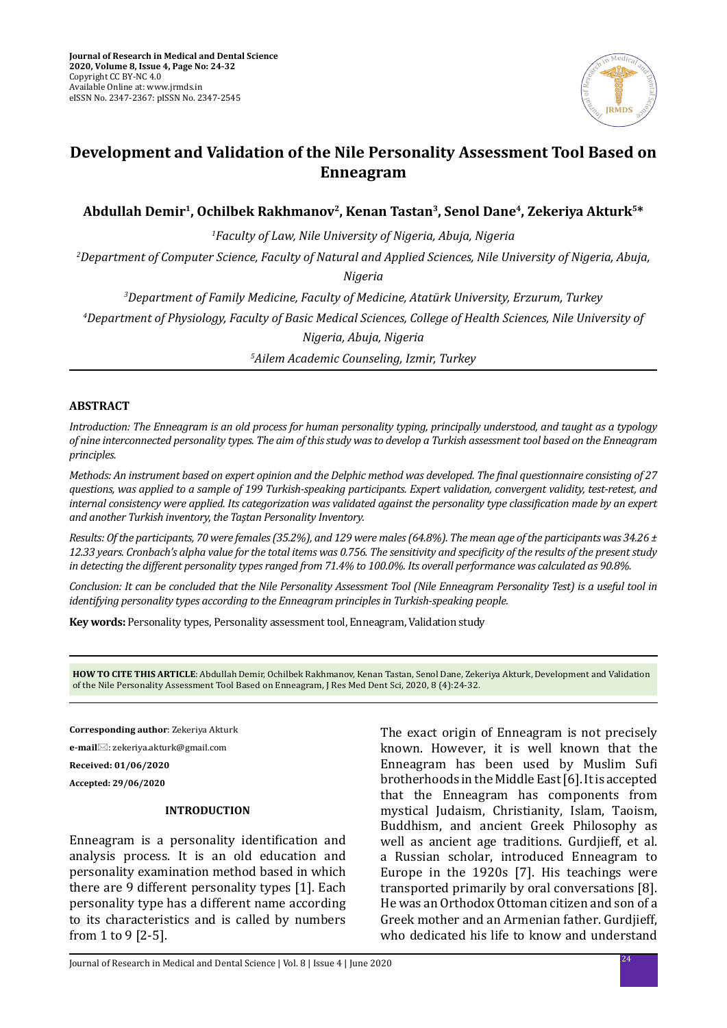Journal of Research in Medical and Dental Science
2020, Volume 8, Issue 4, Page No: 24-32
Copyright CC BY-NC 4.0
Available Online at: www.jrmds.in
eISSN No. 2347-2367: pISSN No. 2347-2545

# Development and Validation of the Nile Personality Assessment Tool Based on Enneagram

**Abdullah Demir[1], Ochilbek Rakhmanov[2], Kenan Tastan[3], Senol Dane[4], Zekeriya Akturk[5]***

*[1]Faculty of Law, Nile University of Nigeria, Abuja, Nigeria*

*[2]Department of Computer Science, Faculty of Natural and Applied Sciences, Nile University of Nigeria, Abuja, Nigeria*

*[3]Department of Family Medicine, Faculty of Medicine, Atatürk University, Erzurum, Turkey*

*[4]Department of Physiology, Faculty of Basic Medical Sciences, College of Health Sciences, Nile University of Nigeria, Abuja, Nigeria*

*[5]Ailem Academic Counseling, Izmir, Turkey*

## ABSTRACT

*Introduction: The Enneagram is an old process for human personality typing, principally understood, and taught as a typology of nine interconnected personality types. The aim of this study was to develop a Turkish assessment tool based on the Enneagram principles.*

*Methods: An instrument based on expert opinion and the Delphic method was developed. The final questionnaire consisting of 27 questions, was applied to a sample of 199 Turkish-speaking participants. Expert validation, convergent validity, test-retest, and internal consistency were applied. Its categorization was validated against the personality type classification made by an expert and another Turkish inventory, the Taştan Personality Inventory.*

*Results: Of the participants, 70 were females (35.2%), and 129 were males (64.8%). The mean age of the participants was 34.26 ± 12.33 years. Cronbach's alpha value for the total items was 0.756. The sensitivity and specificity of the results of the present study in detecting the different personality types ranged from 71.4% to 100.0%. Its overall performance was calculated as 90.8%.*

*Conclusion: It can be concluded that the Nile Personality Assessment Tool (Nile Enneagram Personality Test) is a useful tool in identifying personality types according to the Enneagram principles in Turkish-speaking people.*

**Key words:** Personality types, Personality assessment tool, Enneagram, Validation study

**HOW TO CITE THIS ARTICLE**: Abdullah Demir, Ochilbek Rakhmanov, Kenan Tastan, Senol Dane, Zekeriya Akturk, Development and Validation of the Nile Personality Assessment Tool Based on Enneagram, J Res Med Dent Sci, 2020, 8 (4):24-32.

**Corresponding author**: Zekeriya Akturk

**e-mail**: zekeriya.akturk@gmail.com

**Received: 01/06/2020**

**Accepted: 29/06/2020**

## INTRODUCTION

Enneagram is a personality identification and analysis process. It is an old education and personality examination method based in which there are 9 different personality types [1]. Each personality type has a different name according to its characteristics and is called by numbers from 1 to 9 [2-5].

The exact origin of Enneagram is not precisely known. However, it is well known that the Enneagram has been used by Muslim Sufi brotherhoods in the Middle East [6]. It is accepted that the Enneagram has components from mystical Judaism, Christianity, Islam, Taoism, Buddhism, and ancient Greek Philosophy as well as ancient age traditions. Gurdjieff, et al. a Russian scholar, introduced Enneagram to Europe in the 1920s [7]. His teachings were transported primarily by oral conversations [8]. He was an Orthodox Ottoman citizen and son of a Greek mother and an Armenian father. Gurdjieff, who dedicated his life to know and understand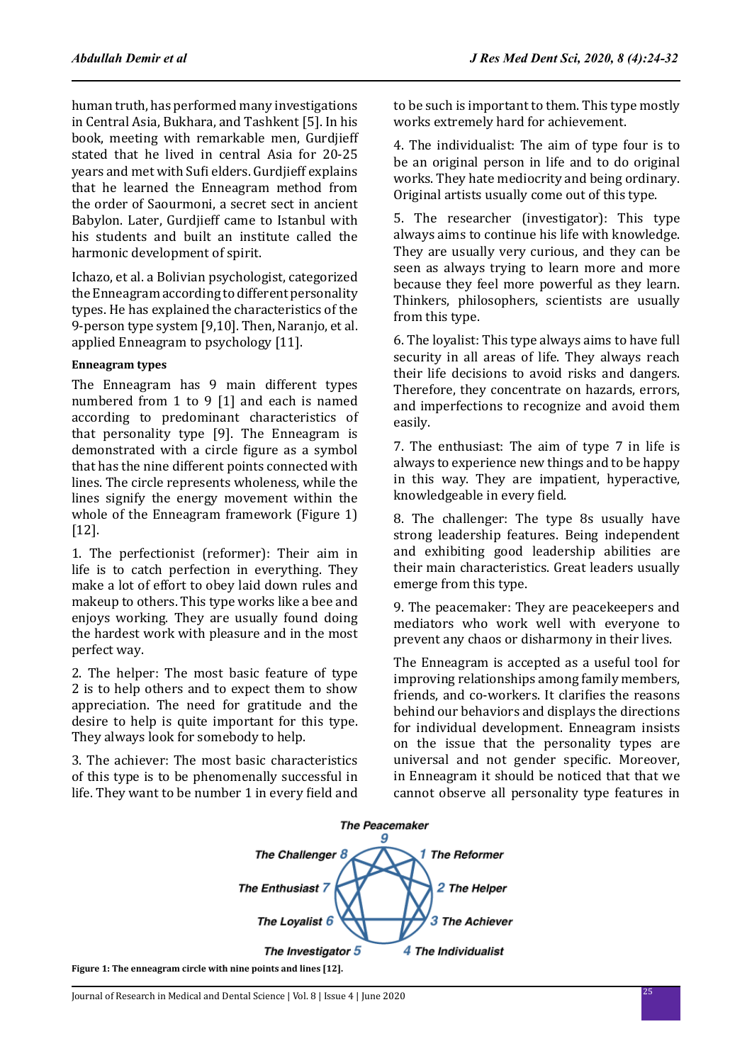human truth, has performed many investigations in Central Asia, Bukhara, and Tashkent [5]. In his book, meeting with remarkable men, Gurdjieff stated that he lived in central Asia for 20-25 years and met with Sufi elders. Gurdjieff explains that he learned the Enneagram method from the order of Saourmoni, a secret sect in ancient Babylon. Later, Gurdjieff came to Istanbul with his students and built an institute called the harmonic development of spirit.

Ichazo, et al. a Bolivian psychologist, categorized the Enneagram according to different personality types. He has explained the characteristics of the 9-person type system [9,10]. Then, Naranjo, et al. applied Enneagram to psychology [11].

#### Enneagram types

The Enneagram has 9 main different types numbered from 1 to 9 [1] and each is named according to predominant characteristics of that personality type [9]. The Enneagram is demonstrated with a circle figure as a symbol that has the nine different points connected with lines. The circle represents wholeness, while the lines signify the energy movement within the whole of the Enneagram framework (Figure 1) [12].

1. The perfectionist (reformer): Their aim in life is to catch perfection in everything. They make a lot of effort to obey laid down rules and makeup to others. This type works like a bee and enjoys working. They are usually found doing the hardest work with pleasure and in the most perfect way.

2. The helper: The most basic feature of type 2 is to help others and to expect them to show appreciation. The need for gratitude and the desire to help is quite important for this type. They always look for somebody to help.

3. The achiever: The most basic characteristics of this type is to be phenomenally successful in life. They want to be number 1 in every field and to be such is important to them. This type mostly works extremely hard for achievement.

4. The individualist: The aim of type four is to be an original person in life and to do original works. They hate mediocrity and being ordinary. Original artists usually come out of this type.

5. The researcher (investigator): This type always aims to continue his life with knowledge. They are usually very curious, and they can be seen as always trying to learn more and more because they feel more powerful as they learn. Thinkers, philosophers, scientists are usually from this type.

6. The loyalist: This type always aims to have full security in all areas of life. They always reach their life decisions to avoid risks and dangers. Therefore, they concentrate on hazards, errors, and imperfections to recognize and avoid them easily.

7. The enthusiast: The aim of type 7 in life is always to experience new things and to be happy in this way. They are impatient, hyperactive, knowledgeable in every field.

8. The challenger: The type 8s usually have strong leadership features. Being independent and exhibiting good leadership abilities are their main characteristics. Great leaders usually emerge from this type.

9. The peacemaker: They are peacekeepers and mediators who work well with everyone to prevent any chaos or disharmony in their lives.

The Enneagram is accepted as a useful tool for improving relationships among family members, friends, and co-workers. It clarifies the reasons behind our behaviors and displays the directions for individual development. Enneagram insists on the issue that the personality types are universal and not gender specific. Moreover, in Enneagram it should be noticed that that we cannot observe all personality type features in

The Peacemaker 9; The Reformer 1; The Helper 2; The Achiever 3; The Individualist 4; The Investigator 5; The Loyalist 6; The Enthusiast 7; The Challenger 8

**Figure 1: The enneagram circle with nine points and lines [12].**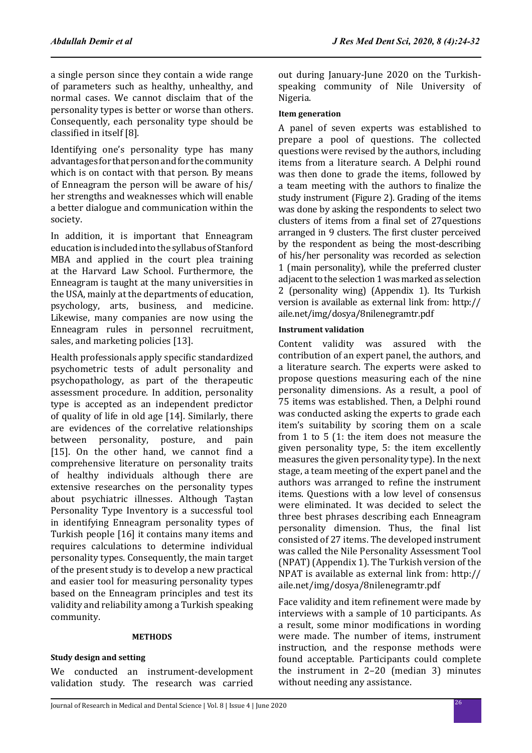a single person since they contain a wide range of parameters such as healthy, unhealthy, and normal cases. We cannot disclaim that of the personality types is better or worse than others. Consequently, each personality type should be classified in itself [8].

Identifying one's personality type has many advantages for that person and for the community which is on contact with that person. By means of Enneagram the person will be aware of his/her strengths and weaknesses which will enable a better dialogue and communication within the society.

In addition, it is important that Enneagram education is included into the syllabus of Stanford MBA and applied in the court plea training at the Harvard Law School. Furthermore, the Enneagram is taught at the many universities in the USA, mainly at the departments of education, psychology, arts, business, and medicine. Likewise, many companies are now using the Enneagram rules in personnel recruitment, sales, and marketing policies [13].

Health professionals apply specific standardized psychometric tests of adult personality and psychopathology, as part of the therapeutic assessment procedure. In addition, personality type is accepted as an independent predictor of quality of life in old age [14]. Similarly, there are evidences of the correlative relationships between personality, posture, and pain [15]. On the other hand, we cannot find a comprehensive literature on personality traits of healthy individuals although there are extensive researches on the personality types about psychiatric illnesses. Although Taştan Personality Type Inventory is a successful tool in identifying Enneagram personality types of Turkish people [16] it contains many items and requires calculations to determine individual personality types. Consequently, the main target of the present study is to develop a new practical and easier tool for measuring personality types based on the Enneagram principles and test its validity and reliability among a Turkish speaking community.

## METHODS

### Study design and setting

We conducted an instrument-development validation study. The research was carried out during January-June 2020 on the Turkish-speaking community of Nile University of Nigeria.

### Item generation

A panel of seven experts was established to prepare a pool of questions. The collected questions were revised by the authors, including items from a literature search. A Delphi round was then done to grade the items, followed by a team meeting with the authors to finalize the study instrument (Figure 2). Grading of the items was done by asking the respondents to select two clusters of items from a final set of 27questions arranged in 9 clusters. The first cluster perceived by the respondent as being the most-describing of his/her personality was recorded as selection 1 (main personality), while the preferred cluster adjacent to the selection 1 was marked as selection 2 (personality wing) (Appendix 1). Its Turkish version is available as external link from: http://aile.net/img/dosya/8nilenegramtr.pdf

### Instrument validation

Content validity was assured with the contribution of an expert panel, the authors, and a literature search. The experts were asked to propose questions measuring each of the nine personality dimensions. As a result, a pool of 75 items was established. Then, a Delphi round was conducted asking the experts to grade each item's suitability by scoring them on a scale from 1 to 5 (1: the item does not measure the given personality type, 5: the item excellently measures the given personality type). In the next stage, a team meeting of the expert panel and the authors was arranged to refine the instrument items. Questions with a low level of consensus were eliminated. It was decided to select the three best phrases describing each Enneagram personality dimension. Thus, the final list consisted of 27 items. The developed instrument was called the Nile Personality Assessment Tool (NPAT) (Appendix 1). The Turkish version of the NPAT is available as external link from: http://aile.net/img/dosya/8nilenegramtr.pdf

Face validity and item refinement were made by interviews with a sample of 10 participants. As a result, some minor modifications in wording were made. The number of items, instrument instruction, and the response methods were found acceptable. Participants could complete the instrument in 2–20 (median 3) minutes without needing any assistance.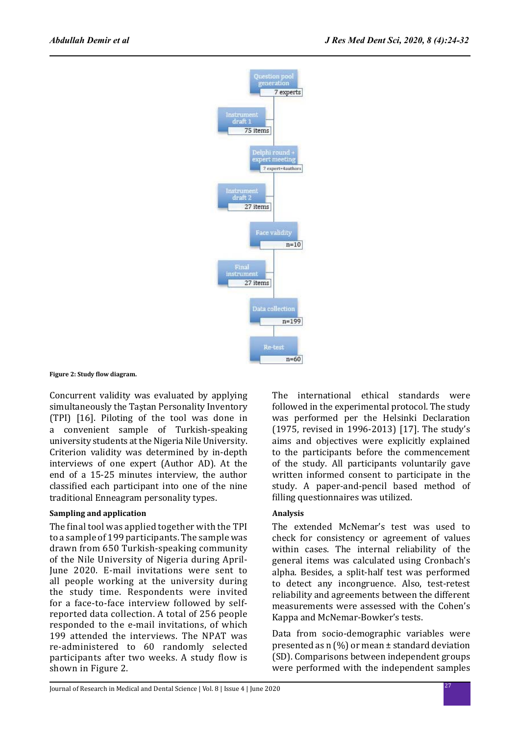Figure 2: Study flow diagram.

Concurrent validity was evaluated by applying simultaneously the Taştan Personality Inventory (TPI) [16]. Piloting of the tool was done in a convenient sample of Turkish-speaking university students at the Nigeria Nile University. Criterion validity was determined by in-depth interviews of one expert (Author AD). At the end of a 15-25 minutes interview, the author classified each participant into one of the nine traditional Enneagram personality types.

### Sampling and application

The final tool was applied together with the TPI to a sample of 199 participants. The sample was drawn from 650 Turkish-speaking community of the Nile University of Nigeria during April-June 2020. E-mail invitations were sent to all people working at the university during the study time. Respondents were invited for a face-to-face interview followed by self-reported data collection. A total of 256 people responded to the e-mail invitations, of which 199 attended the interviews. The NPAT was re-administered to 60 randomly selected participants after two weeks. A study flow is shown in Figure 2.

The international ethical standards were followed in the experimental protocol. The study was performed per the Helsinki Declaration (1975, revised in 1996-2013) [17]. The study's aims and objectives were explicitly explained to the participants before the commencement of the study. All participants voluntarily gave written informed consent to participate in the study. A paper-and-pencil based method of filling questionnaires was utilized.

### Analysis

The extended McNemar's test was used to check for consistency or agreement of values within cases. The internal reliability of the general items was calculated using Cronbach's alpha. Besides, a split-half test was performed to detect any incongruence. Also, test-retest reliability and agreements between the different measurements were assessed with the Cohen's Kappa and McNemar-Bowker's tests.

Data from socio-demographic variables were presented as n (%) or mean ± standard deviation (SD). Comparisons between independent groups were performed with the independent samples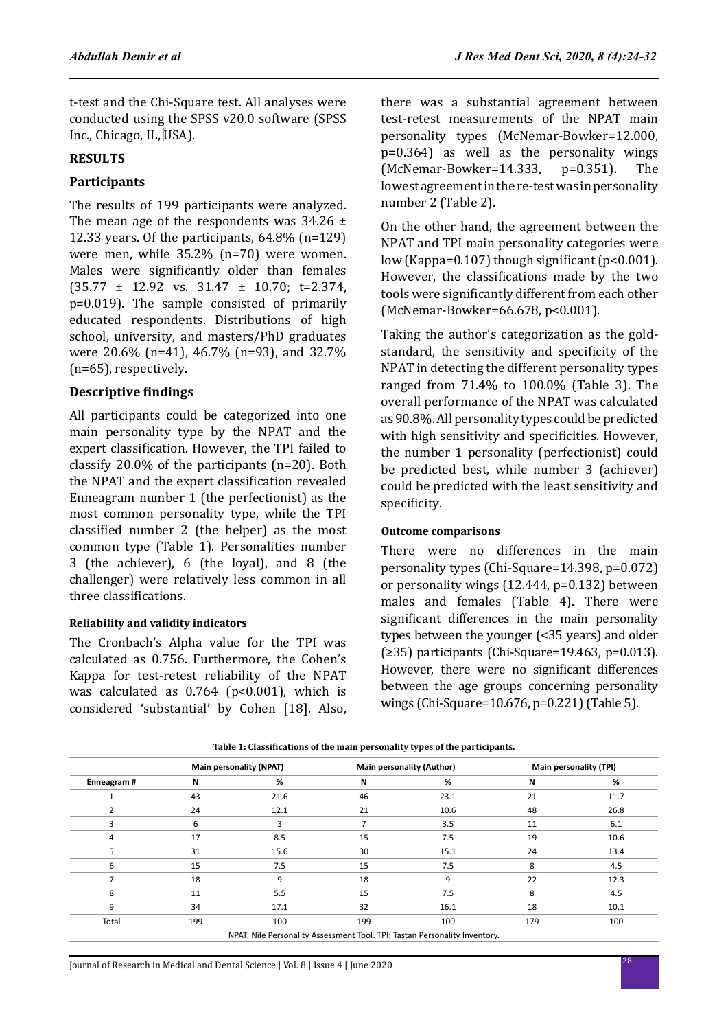t-test and the Chi-Square test. All analyses were conducted using the SPSS v20.0 software (SPSS Inc., Chicago, IL, USA).

## RESULTS

### Participants

The results of 199 participants were analyzed. The mean age of the respondents was 34.26 ± 12.33 years. Of the participants, 64.8% (n=129) were men, while 35.2% (n=70) were women. Males were significantly older than females (35.77 ± 12.92 vs. 31.47 ± 10.70; t=2.374, p=0.019). The sample consisted of primarily educated respondents. Distributions of high school, university, and masters/PhD graduates were 20.6% (n=41), 46.7% (n=93), and 32.7% (n=65), respectively.

### Descriptive findings

All participants could be categorized into one main personality type by the NPAT and the expert classification. However, the TPI failed to classify 20.0% of the participants (n=20). Both the NPAT and the expert classification revealed Enneagram number 1 (the perfectionist) as the most common personality type, while the TPI classified number 2 (the helper) as the most common type (Table 1). Personalities number 3 (the achiever), 6 (the loyal), and 8 (the challenger) were relatively less common in all three classifications.

#### Reliability and validity indicators

The Cronbach's Alpha value for the TPI was calculated as 0.756. Furthermore, the Cohen's Kappa for test-retest reliability of the NPAT was calculated as 0.764 (p<0.001), which is considered 'substantial' by Cohen [18]. Also, there was a substantial agreement between test-retest measurements of the NPAT main personality types (McNemar-Bowker=12.000, p=0.364) as well as the personality wings (McNemar-Bowker=14.333, p=0.351). The lowest agreement in the re-test was in personality number 2 (Table 2).

On the other hand, the agreement between the NPAT and TPI main personality categories were low (Kappa=0.107) though significant (p<0.001). However, the classifications made by the two tools were significantly different from each other (McNemar-Bowker=66.678, p<0.001).

Taking the author's categorization as the gold-standard, the sensitivity and specificity of the NPAT in detecting the different personality types ranged from 71.4% to 100.0% (Table 3). The overall performance of the NPAT was calculated as 90.8%. All personality types could be predicted with high sensitivity and specificities. However, the number 1 personality (perfectionist) could be predicted best, while number 3 (achiever) could be predicted with the least sensitivity and specificity.

#### Outcome comparisons

There were no differences in the main personality types (Chi-Square=14.398, p=0.072) or personality wings (12.444, p=0.132) between males and females (Table 4). There were significant differences in the main personality types between the younger (<35 years) and older (≥35) participants (Chi-Square=19.463, p=0.013). However, there were no significant differences between the age groups concerning personality wings (Chi-Square=10.676, p=0.221) (Table 5).

**Table 1: Classifications of the main personality types of the participants.**

| | Main personality (NPAT) | | Main personality (Author) | | Main personality (TPI) | |
|---|---|---|---|---|---|---|
| Enneagram # | N | % | N | % | N | % |
| 1 | 43 | 21.6 | 46 | 23.1 | 21 | 11.7 |
| 2 | 24 | 12.1 | 21 | 10.6 | 48 | 26.8 |
| 3 | 6 | 3 | 7 | 3.5 | 11 | 6.1 |
| 4 | 17 | 8.5 | 15 | 7.5 | 19 | 10.6 |
| 5 | 31 | 15.6 | 30 | 15.1 | 24 | 13.4 |
| 6 | 15 | 7.5 | 15 | 7.5 | 8 | 4.5 |
| 7 | 18 | 9 | 18 | 9 | 22 | 12.3 |
| 8 | 11 | 5.5 | 15 | 7.5 | 8 | 4.5 |
| 9 | 34 | 17.1 | 32 | 16.1 | 18 | 10.1 |
| Total | 199 | 100 | 199 | 100 | 179 | 100 |

NPAT: Nile Personality Assessment Tool. TPI: Taştan Personality Inventory.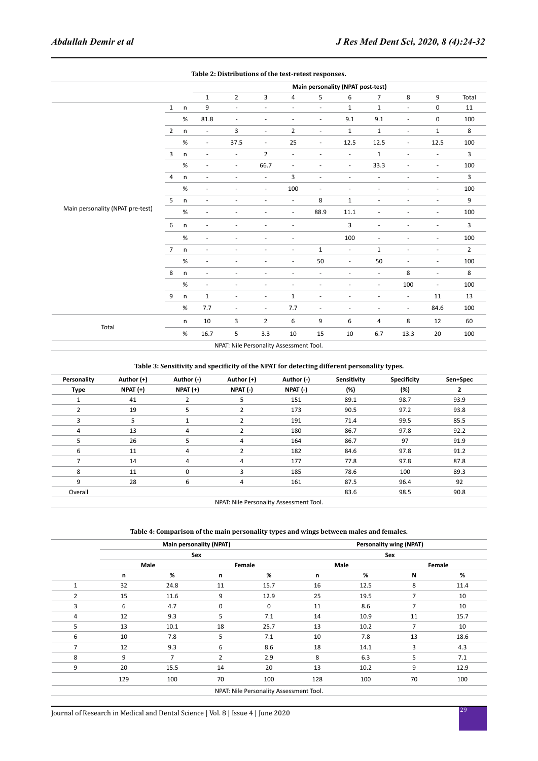**Table 2: Distributions of the test-retest responses.**

| | | | Main personality (NPAT post-test) | | | | | | | | | |
|---|---|---|---|---|---|---|---|---|---|---|---|---|
| | | | 1 | 2 | 3 | 4 | 5 | 6 | 7 | 8 | 9 | Total |
| Main personality (NPAT pre-test) | 1 | n | 9 | - | - | - | - | 1 | 1 | - | 0 | 11 |
| | | % | 81.8 | - | - | - | - | 9.1 | 9.1 | - | 0 | 100 |
| | 2 | n | - | 3 | - | 2 | - | 1 | 1 | - | 1 | 8 |
| | | % | - | 37.5 | - | 25 | - | 12.5 | 12.5 | - | 12.5 | 100 |
| | 3 | n | - | - | 2 | - | - | - | 1 | - | - | 3 |
| | | % | - | - | 66.7 | - | - | - | 33.3 | - | - | 100 |
| | 4 | n | - | - | - | 3 | - | - | - | - | - | 3 |
| | | % | - | - | - | 100 | - | - | - | - | - | 100 |
| | 5 | n | - | - | - | - | 8 | 1 | - | - | - | 9 |
| | | % | - | - | - | - | 88.9 | 11.1 | - | - | - | 100 |
| | 6 | n | - | - | - | - | - | 3 | - | - | - | 3 |
| | | % | - | - | - | - | | 100 | - | - | - | 100 |
| | 7 | n | - | - | - | - | 1 | - | 1 | - | - | 2 |
| | | % | - | - | - | - | 50 | - | 50 | - | - | 100 |
| | 8 | n | - | - | - | - | - | - | - | 8 | - | 8 |
| | | % | - | - | - | - | - | - | - | 100 | - | 100 |
| | 9 | n | 1 | - | - | 1 | - | - | - | - | 11 | 13 |
| | | % | 7.7 | - | - | 7.7 | - | - | - | - | 84.6 | 100 |
| Total | | n | 10 | 3 | 2 | 6 | 9 | 6 | 4 | 8 | 12 | 60 |
| | | % | 16.7 | 5 | 3.3 | 10 | 15 | 10 | 6.7 | 13.3 | 20 | 100 |

NPAT: Nile Personality Assessment Tool.

**Table 3: Sensitivity and specificity of the NPAT for detecting different personality types.**

| Personality Type | Author (+) NPAT (+) | Author (-) NPAT (+) | Author (+) NPAT (-) | Author (-) NPAT (-) | Sensitivity (%) | Specificity (%) | Sen+Spec 2 |
|---|---|---|---|---|---|---|---|
| 1 | 41 | 2 | 5 | 151 | 89.1 | 98.7 | 93.9 |
| 2 | 19 | 5 | 2 | 173 | 90.5 | 97.2 | 93.8 |
| 3 | 5 | 1 | 2 | 191 | 71.4 | 99.5 | 85.5 |
| 4 | 13 | 4 | 2 | 180 | 86.7 | 97.8 | 92.2 |
| 5 | 26 | 5 | 4 | 164 | 86.7 | 97 | 91.9 |
| 6 | 11 | 4 | 2 | 182 | 84.6 | 97.8 | 91.2 |
| 7 | 14 | 4 | 4 | 177 | 77.8 | 97.8 | 87.8 |
| 8 | 11 | 0 | 3 | 185 | 78.6 | 100 | 89.3 |
| 9 | 28 | 6 | 4 | 161 | 87.5 | 96.4 | 92 |
| Overall | | | | | 83.6 | 98.5 | 90.8 |

NPAT: Nile Personality Assessment Tool.

**Table 4: Comparison of the main personality types and wings between males and females.**

| | Main personality (NPAT) | | | | Personality wing (NPAT) | | | |
|---|---|---|---|---|---|---|---|---|
| | Sex | | | | Sex | | | |
| | Male | | Female | | Male | | Female | |
| | n | % | n | % | n | % | N | % |
| 1 | 32 | 24.8 | 11 | 15.7 | 16 | 12.5 | 8 | 11.4 |
| 2 | 15 | 11.6 | 9 | 12.9 | 25 | 19.5 | 7 | 10 |
| 3 | 6 | 4.7 | 0 | 0 | 11 | 8.6 | 7 | 10 |
| 4 | 12 | 9.3 | 5 | 7.1 | 14 | 10.9 | 11 | 15.7 |
| 5 | 13 | 10.1 | 18 | 25.7 | 13 | 10.2 | 7 | 10 |
| 6 | 10 | 7.8 | 5 | 7.1 | 10 | 7.8 | 13 | 18.6 |
| 7 | 12 | 9.3 | 6 | 8.6 | 18 | 14.1 | 3 | 4.3 |
| 8 | 9 | 7 | 2 | 2.9 | 8 | 6.3 | 5 | 7.1 |
| 9 | 20 | 15.5 | 14 | 20 | 13 | 10.2 | 9 | 12.9 |
| | 129 | 100 | 70 | 100 | 128 | 100 | 70 | 100 |

NPAT: Nile Personality Assessment Tool.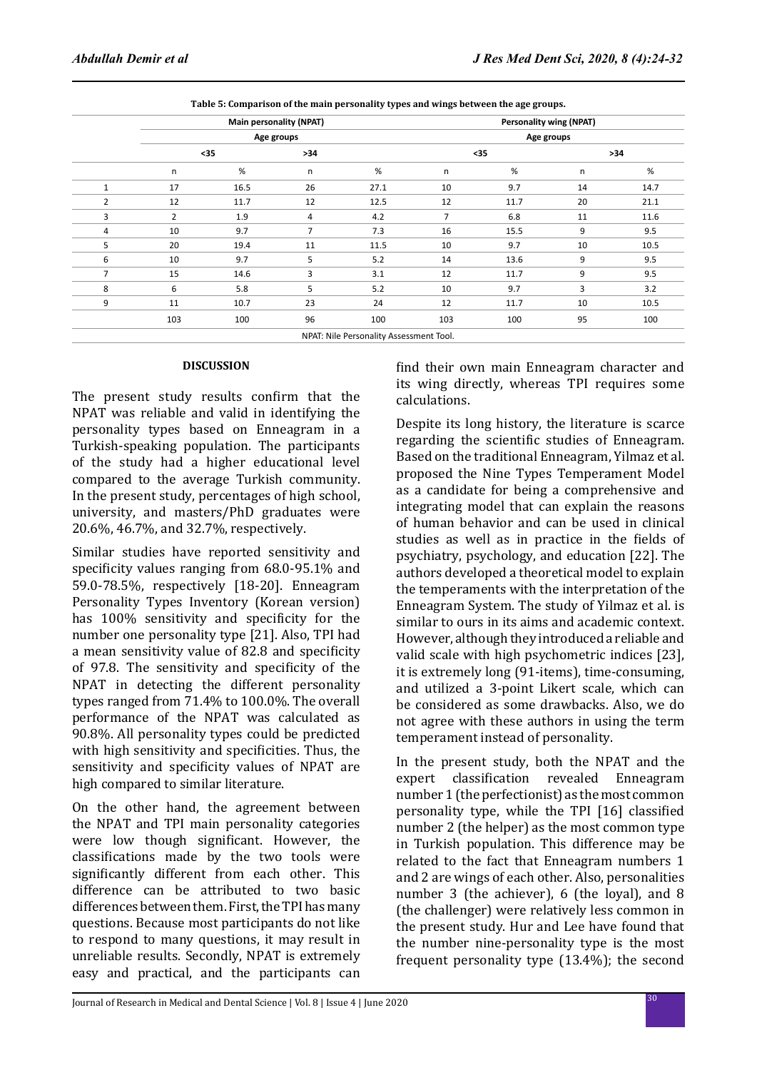**Table 5: Comparison of the main personality types and wings between the age groups.**

| | Main personality (NPAT) | | | | Personality wing (NPAT) | | | |
|---|---|---|---|---|---|---|---|---|
| | Age groups | | | | Age groups | | | |
| | <35 | | >34 | | <35 | | >34 | |
| | n | % | n | % | n | % | n | % |
| 1 | 17 | 16.5 | 26 | 27.1 | 10 | 9.7 | 14 | 14.7 |
| 2 | 12 | 11.7 | 12 | 12.5 | 12 | 11.7 | 20 | 21.1 |
| 3 | 2 | 1.9 | 4 | 4.2 | 7 | 6.8 | 11 | 11.6 |
| 4 | 10 | 9.7 | 7 | 7.3 | 16 | 15.5 | 9 | 9.5 |
| 5 | 20 | 19.4 | 11 | 11.5 | 10 | 9.7 | 10 | 10.5 |
| 6 | 10 | 9.7 | 5 | 5.2 | 14 | 13.6 | 9 | 9.5 |
| 7 | 15 | 14.6 | 3 | 3.1 | 12 | 11.7 | 9 | 9.5 |
| 8 | 6 | 5.8 | 5 | 5.2 | 10 | 9.7 | 3 | 3.2 |
| 9 | 11 | 10.7 | 23 | 24 | 12 | 11.7 | 10 | 10.5 |
| | 103 | 100 | 96 | 100 | 103 | 100 | 95 | 100 |

NPAT: Nile Personality Assessment Tool.

## DISCUSSION

The present study results confirm that the NPAT was reliable and valid in identifying the personality types based on Enneagram in a Turkish-speaking population. The participants of the study had a higher educational level compared to the average Turkish community. In the present study, percentages of high school, university, and masters/PhD graduates were 20.6%, 46.7%, and 32.7%, respectively.

Similar studies have reported sensitivity and specificity values ranging from 68.0-95.1% and 59.0-78.5%, respectively [18-20]. Enneagram Personality Types Inventory (Korean version) has 100% sensitivity and specificity for the number one personality type [21]. Also, TPI had a mean sensitivity value of 82.8 and specificity of 97.8. The sensitivity and specificity of the NPAT in detecting the different personality types ranged from 71.4% to 100.0%. The overall performance of the NPAT was calculated as 90.8%. All personality types could be predicted with high sensitivity and specificities. Thus, the sensitivity and specificity values of NPAT are high compared to similar literature.

On the other hand, the agreement between the NPAT and TPI main personality categories were low though significant. However, the classifications made by the two tools were significantly different from each other. This difference can be attributed to two basic differences between them. First, the TPI has many questions. Because most participants do not like to respond to many questions, it may result in unreliable results. Secondly, NPAT is extremely easy and practical, and the participants can find their own main Enneagram character and its wing directly, whereas TPI requires some calculations.

Despite its long history, the literature is scarce regarding the scientific studies of Enneagram. Based on the traditional Enneagram, Yilmaz et al. proposed the Nine Types Temperament Model as a candidate for being a comprehensive and integrating model that can explain the reasons of human behavior and can be used in clinical studies as well as in practice in the fields of psychiatry, psychology, and education [22]. The authors developed a theoretical model to explain the temperaments with the interpretation of the Enneagram System. The study of Yilmaz et al. is similar to ours in its aims and academic context. However, although they introduced a reliable and valid scale with high psychometric indices [23], it is extremely long (91-items), time-consuming, and utilized a 3-point Likert scale, which can be considered as some drawbacks. Also, we do not agree with these authors in using the term temperament instead of personality.

In the present study, both the NPAT and the expert classification revealed Enneagram number 1 (the perfectionist) as the most common personality type, while the TPI [16] classified number 2 (the helper) as the most common type in Turkish population. This difference may be related to the fact that Enneagram numbers 1 and 2 are wings of each other. Also, personalities number 3 (the achiever), 6 (the loyal), and 8 (the challenger) were relatively less common in the present study. Hur and Lee have found that the number nine-personality type is the most frequent personality type (13.4%); the second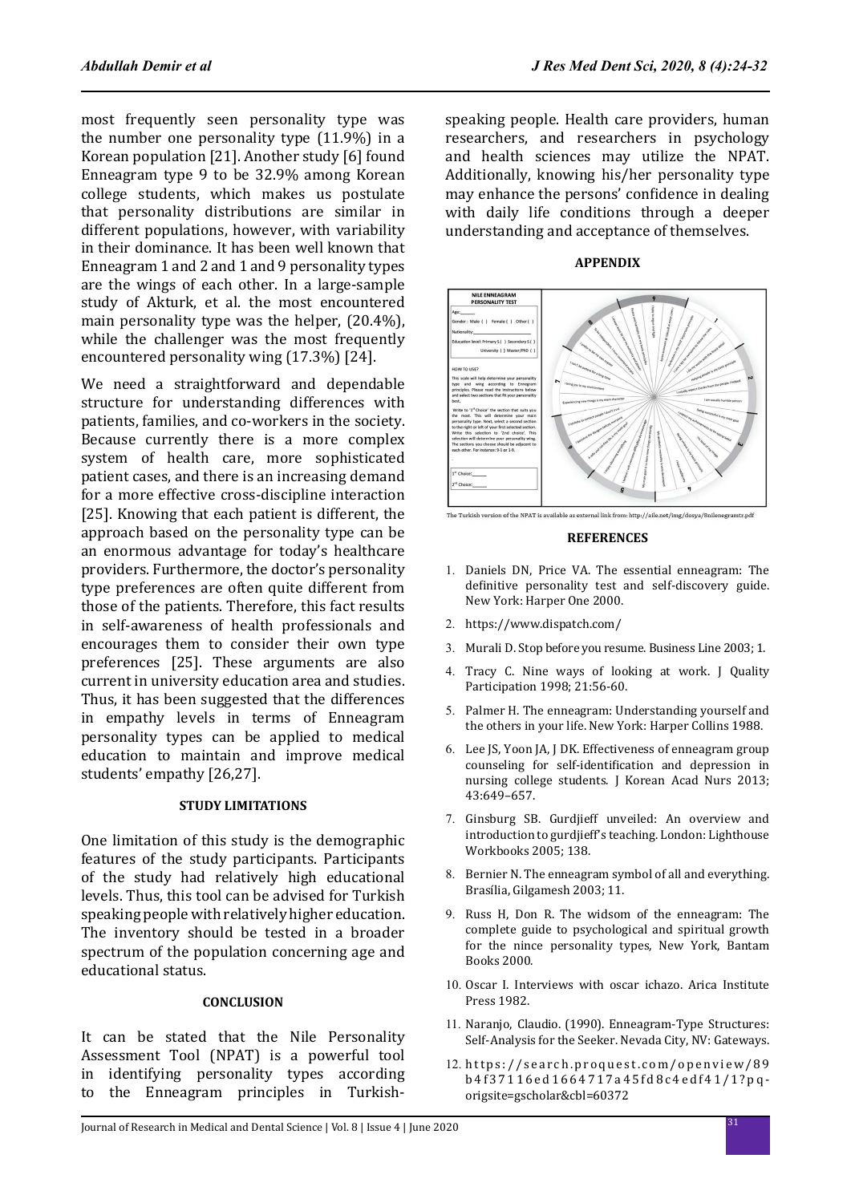most frequently seen personality type was the number one personality type (11.9%) in a Korean population [21]. Another study [6] found Enneagram type 9 to be 32.9% among Korean college students, which makes us postulate that personality distributions are similar in different populations, however, with variability in their dominance. It has been well known that Enneagram 1 and 2 and 1 and 9 personality types are the wings of each other. In a large-sample study of Akturk, et al. the most encountered main personality type was the helper, (20.4%), while the challenger was the most frequently encountered personality wing (17.3%) [24].

We need a straightforward and dependable structure for understanding differences with patients, families, and co-workers in the society. Because currently there is a more complex system of health care, more sophisticated patient cases, and there is an increasing demand for a more effective cross-discipline interaction [25]. Knowing that each patient is different, the approach based on the personality type can be an enormous advantage for today's healthcare providers. Furthermore, the doctor's personality type preferences are often quite different from those of the patients. Therefore, this fact results in self-awareness of health professionals and encourages them to consider their own type preferences [25]. These arguments are also current in university education area and studies. Thus, it has been suggested that the differences in empathy levels in terms of Enneagram personality types can be applied to medical education to maintain and improve medical students' empathy [26,27].

## STUDY LIMITATIONS

One limitation of this study is the demographic features of the study participants. Participants of the study had relatively high educational levels. Thus, this tool can be advised for Turkish speaking people with relatively higher education. The inventory should be tested in a broader spectrum of the population concerning age and educational status.

## CONCLUSION

It can be stated that the Nile Personality Assessment Tool (NPAT) is a powerful tool in identifying personality types according to the Enneagram principles in Turkish-speaking people. Health care providers, human researchers, and researchers in psychology and health sciences may utilize the NPAT. Additionally, knowing his/her personality type may enhance the persons' confidence in dealing with daily life conditions through a deeper understanding and acceptance of themselves.

## APPENDIX

The Turkish version of the NPAT is available as external link from: http://aile.net/img/dosya/8nilenegramtr.pdf

## REFERENCES

1. Daniels DN, Price VA. The essential enneagram: The definitive personality test and self-discovery guide. New York: Harper One 2000.
2. https://www.dispatch.com/
3. Murali D. Stop before you resume. Business Line 2003; 1.
4. Tracy C. Nine ways of looking at work. J Quality Participation 1998; 21:56-60.
5. Palmer H. The enneagram: Understanding yourself and the others in your life. New York: Harper Collins 1988.
6. Lee JS, Yoon JA, J DK. Effectiveness of enneagram group counseling for self-identification and depression in nursing college students. J Korean Acad Nurs 2013; 43:649–657.
7. Ginsburg SB. Gurdjieff unveiled: An overview and introduction to gurdjieff's teaching. London: Lighthouse Workbooks 2005; 138.
8. Bernier N. The enneagram symbol of all and everything. Brasília, Gilgamesh 2003; 11.
9. Russ H, Don R. The widsom of the enneagram: The complete guide to psychological and spiritual growth for the nince personality types, New York, Bantam Books 2000.
10. Oscar I. Interviews with oscar ichazo. Arica Institute Press 1982.
11. Naranjo, Claudio. (1990). Enneagram-Type Structures: Self-Analysis for the Seeker. Nevada City, NV: Gateways.
12. https://search.proquest.com/openview/89b4f37116ed1664717a45fd8c4edf41/1?pq-origsite=gscholar&cbl=60372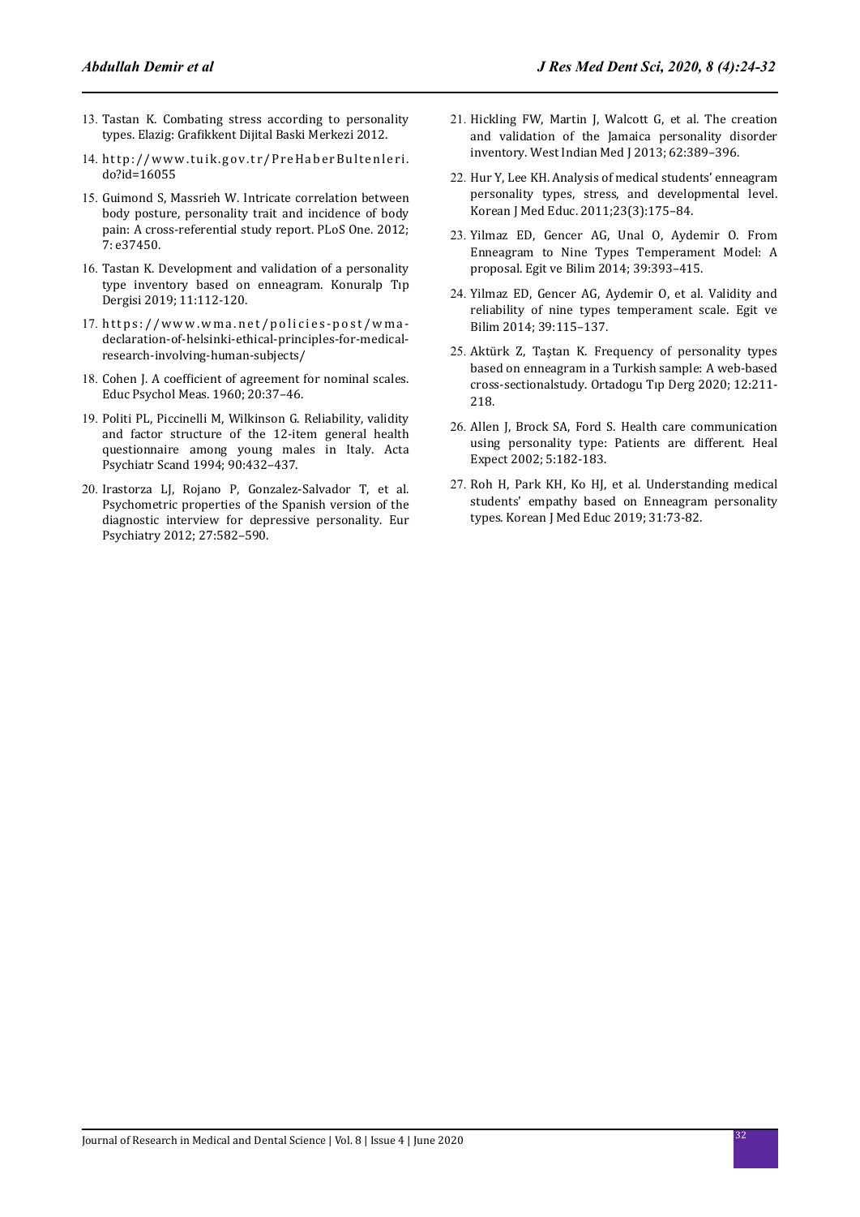13. Tastan K. Combating stress according to personality types. Elazig: Grafikkent Dijital Baski Merkezi 2012.
14. http://www.tuik.gov.tr/PreHaberBultenleri.do?id=16055
15. Guimond S, Massrieh W. Intricate correlation between body posture, personality trait and incidence of body pain: A cross-referential study report. PLoS One. 2012; 7: e37450.
16. Tastan K. Development and validation of a personality type inventory based on enneagram. Konuralp Tıp Dergisi 2019; 11:112-120.
17. https://www.wma.net/policies-post/wma-declaration-of-helsinki-ethical-principles-for-medical-research-involving-human-subjects/
18. Cohen J. A coefficient of agreement for nominal scales. Educ Psychol Meas. 1960; 20:37–46.
19. Politi PL, Piccinelli M, Wilkinson G. Reliability, validity and factor structure of the 12-item general health questionnaire among young males in Italy. Acta Psychiatr Scand 1994; 90:432–437.
20. Irastorza LJ, Rojano P, Gonzalez-Salvador T, et al. Psychometric properties of the Spanish version of the diagnostic interview for depressive personality. Eur Psychiatry 2012; 27:582–590.
21. Hickling FW, Martin J, Walcott G, et al. The creation and validation of the Jamaica personality disorder inventory. West Indian Med J 2013; 62:389–396.
22. Hur Y, Lee KH. Analysis of medical students' enneagram personality types, stress, and developmental level. Korean J Med Educ. 2011;23(3):175–84.
23. Yilmaz ED, Gencer AG, Unal O, Aydemir O. From Enneagram to Nine Types Temperament Model: A proposal. Egit ve Bilim 2014; 39:393–415.
24. Yilmaz ED, Gencer AG, Aydemir O, et al. Validity and reliability of nine types temperament scale. Egit ve Bilim 2014; 39:115–137.
25. Aktürk Z, Taştan K. Frequency of personality types based on enneagram in a Turkish sample: A web-based cross-sectionalstudy. Ortadogu Tıp Derg 2020; 12:211-218.
26. Allen J, Brock SA, Ford S. Health care communication using personality type: Patients are different. Heal Expect 2002; 5:182-183.
27. Roh H, Park KH, Ko HJ, et al. Understanding medical students' empathy based on Enneagram personality types. Korean J Med Educ 2019; 31:73-82.